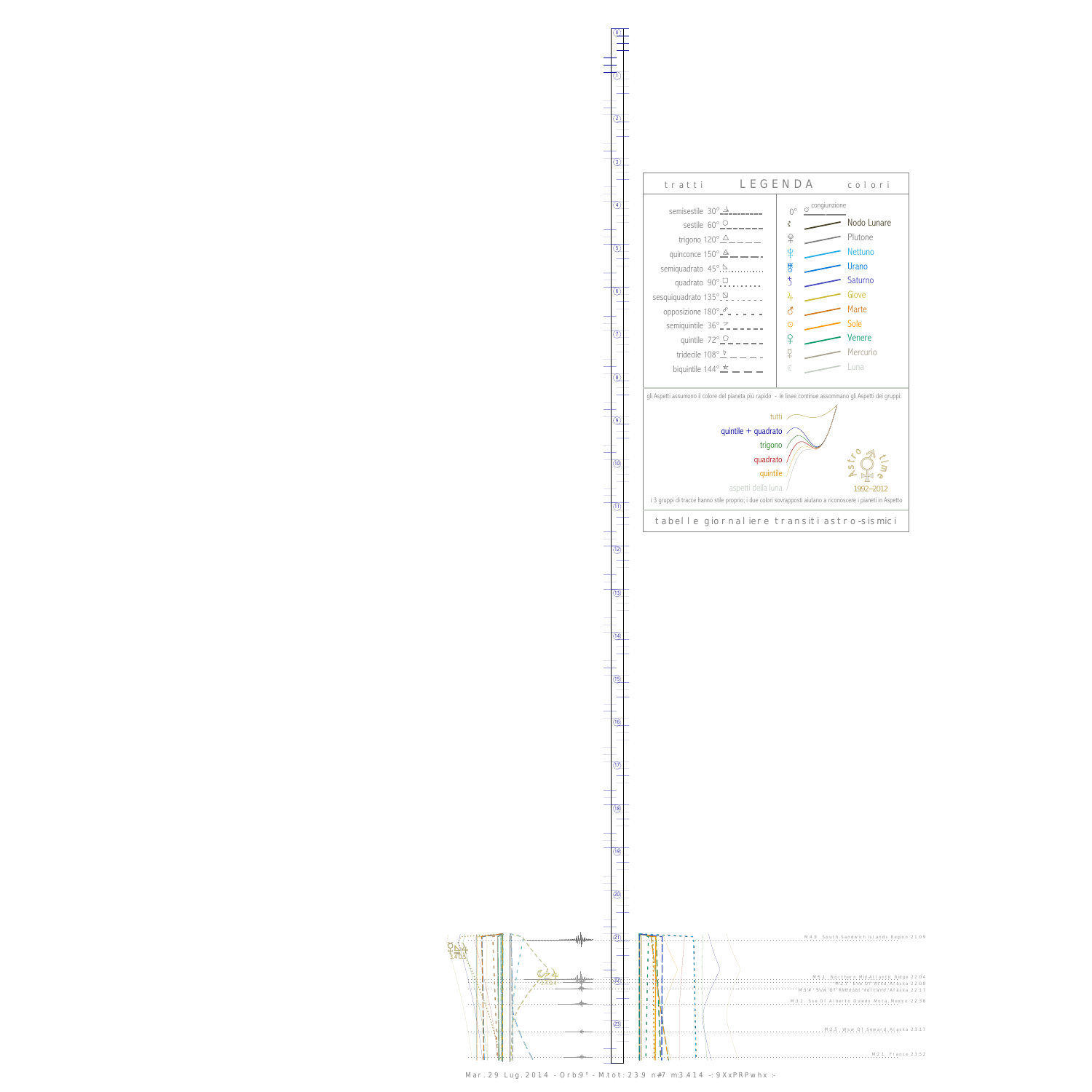## LEGENDA

**tratti**

- semisestile 30°
- sestile 60°
- trigono 120°
- quinconce 150°
- semiquadrato 45°
- quadrato 90°
- sesquiquadrato 135°
- opposizione 180°
- semiquintile 36°
- quintile 72°
- tridecile 108°
- biquintile 144°

**colori**

- 0° congiunzione
- Nodo Lunare
- Plutone
- Nettuno
- Urano
- Saturno
- Giove
- Marte
- Sole
- Venere
- Mercurio
- Luna

gli Aspetti assumono il colore del pianeta più rapido - le linee continue assommano gli Aspetti dei gruppi:

- tutti
- quintile + quadrato
- trigono
- quadrato
- quintile
- aspetti della luna

Astro time 1992–2012

i 3 gruppi di tracce hanno stile proprio; i due colori sovrapposti aiutano a riconoscere i pianeti in Aspetto

tabelle giornaliere transiti astro-sismici

M:4.9 South Sandwich Islands Region 21:09

M:5.1 Northern Mid-Atlantic Ridge 22:04

M:2.7 Enw Of Willow Alaska 22:08

M:3.4 Sse Of Redoubt Volcano Alaska 22:17

M:3.2 Sse Of Alberto Oviedo Mota Mexico 22:38

M:2.5 Wnw Of Seward Alaska 23:17

M:2.1 France 23:52

Mar. 29 Lug. 2014 - Orb:9° - M.tot: 23.9 n#7 m:3.414 -: 9XxPRPwhx :-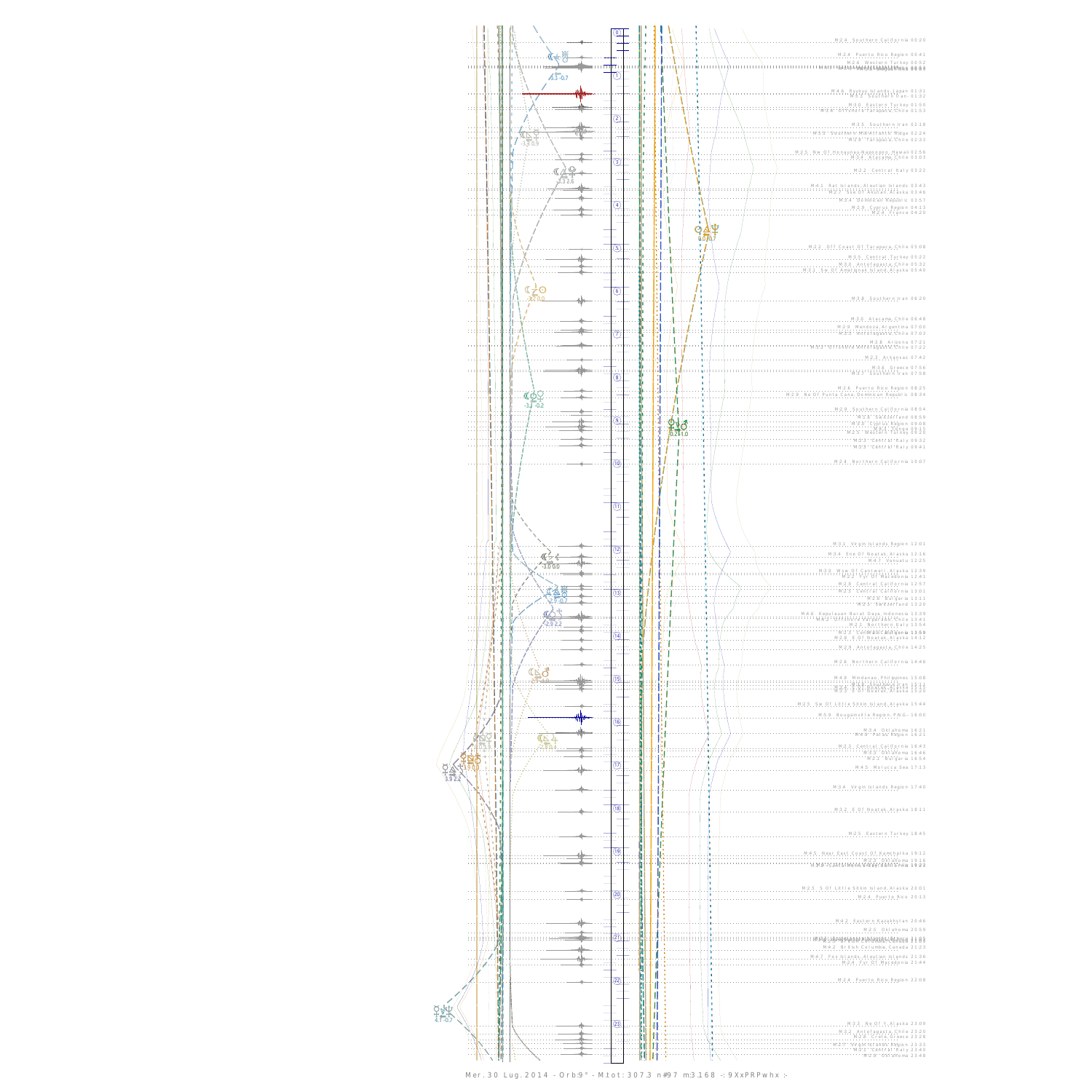M2.4 Southern California 00:20
M2.4 Puerto Rico Region 00:41
M2.6 Western Turkey 00:52
M4.6 Ryukyu Islands Japan 01:31
M4.2 Southern Iran 01:32
M3.0 Eastern Turkey 01:50
M2.4 Offshore Tarapaca Chile 01:53
M3.5 Southern Iran 02:18
M5.2 Southern Mid Atlantic Ridge 02:24
M2.8 Tarapaca Chile 02:33
M2.5 Nw Of Honaunau-Napoopoo Hawaii 02:56
M3.4 Atacama Chile 03:03
M2.2 Central Italy 03:22
M4.1 Rat Islands Aleutian Islands 03:43
M3.4 Dominican Republic 03:57
M2.9 Cyprus Region 04:13
M2.4 France 04:20
M2.3 Off Coast Of Tarapaca Chile 05:08
M3.6 Central Turkey 05:22
M3.0 Antofagasta Chile 05:32
M3.1 Sw Of Amatignak Island Alaska 05:40
M3.8 Southern Iran 06:20
M3.0 Atacama Chile 06:48
M2.9 Mendoza Argentina 07:00
M2.8 Arizona 07:21
M2.3 Arkansas 07:42
M2.6 Greece 07:56
M3.7 Southern Iran 07:58
M2.6 Puerto Rico Region 08:25
M2.9 Ne Of Punta Cana Dominican Republic 08:34
M2.9 Southern California 08:54
M2.6 Switzerland 08:59
M3.0 Cyprus Region 09:08
M2.5 Western Turkey 09:20
M2.3 Central Italy 09:32
M2.3 Central Italy 09:41
M2.4 Northern California 10:07
M3.1 Virgin Islands Region 12:01
M3.4 Ene Of Noatak Alaska 12:16
M4.7 Vanuatu 12:25
M3.0 Wsw Of Cantwell Alaska 12:39
M2.6 Central California 12:57
M2.8 Bulgaria 13:11
M2.5 Switzerland 13:20
M4.6 Kepulauan Barat Daya Indonesia 13:39
M2.3 Northern Italy 13:54
M2.8 E Of Noatak Alaska 14:12
M2.9 Antofagasta Chile 14:25
M2.6 Northern California 14:46
M4.9 Mindanao Philippines 15:08
M2.5 Sw Of Little Sitkin Island Alaska 15:44
M5.9 Bougainville Region P.N.G. 16:00
M3.4 Oklahoma 16:21
M2.3 Central California 16:43
M3.1 Oklahoma 16:46
M2.1 Bulgaria 16:54
M4.5 Molucca Sea 17:13
M3.4 Virgin Islands Region 17:40
M3.2 E Of Noatak Alaska 18:11
M2.5 Eastern Turkey 18:45
M4.5 Near East Coast Of Kamchatka 19:12
M2.5 Oklahoma 19:16
M2.5 S Of Little Sitkin Island Alaska 20:01
M2.4 Puerto Rico 20:13
M4.2 Eastern Kazakhstan 20:46
M2.5 Oklahoma 20:59
M4.2 British Columbia Canada 21:23
M4.7 Fox Islands Aleutian Islands 21:36
M2.4 Fyr Of Macedonia 21:44
M2.4 Puerto Rico Region 22:08
M3.5 Ne Of Y Alaska 23:09
M3.2 Antofagasta Chile 23:20
M2.8 Crete Greece 23:28
M2.7 Virgin Islands Region 23:33
M2.1 Central Italy 23:40
M2.9 Oklahoma 23:48

Mer. 30 Lug. 2014 - Orb:9° - M.tot: 307.3 n#97 m3.168 -: 9XxPRPwhx :-